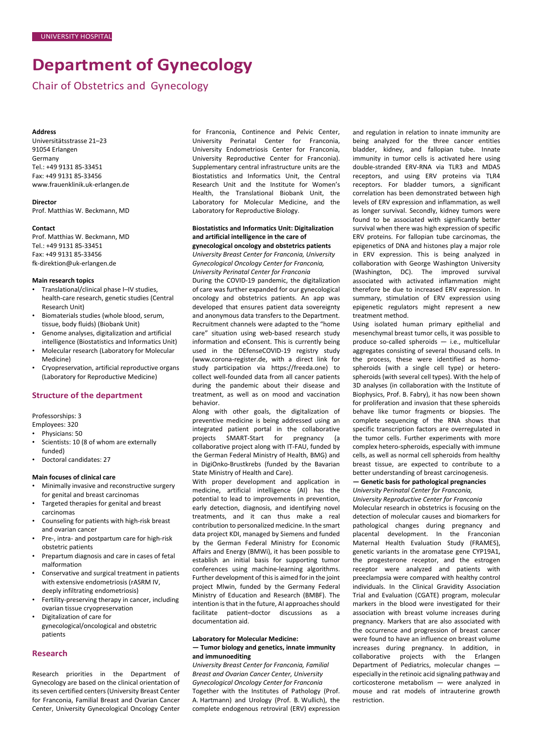UNIVERSITY HOSPITAL

# Department of Gynecology

## Chair of Obstetrics and Gynecology

**Address**
Universitätsstrasse 21–23
91054 Erlangen
Germany
Tel.: +49 9131 85-33451
Fax: +49 9131 85-33456
www.frauenklinik.uk-erlangen.de

**Director**
Prof. Matthias W. Beckmann, MD

**Contact**
Prof. Matthias W. Beckmann, MD
Tel.: +49 9131 85-33451
Fax: +49 9131 85-33456
fk-direktion@uk-erlangen.de

**Main research topics**

- Translational/clinical phase I–IV studies, health-care research, genetic studies (Central Research Unit)
- Biomaterials studies (whole blood, serum, tissue, body fluids) (Biobank Unit)
- Genome analyses, digitalization and artificial intelligence (Biostatistics and Informatics Unit)
- Molecular research (Laboratory for Molecular Medicine)
- Cryopreservation, artificial reproductive organs (Laboratory for Reproductive Medicine)

### Structure of the department

Professorships: 3
Employees: 320

- Physicians: 50
- Scientists: 10 (8 of whom are externally funded)
- Doctoral candidates: 27

**Main focuses of clinical care**

- Minimally invasive and reconstructive surgery for genital and breast carcinomas
- Targeted therapies for genital and breast carcinomas
- Counseling for patients with high-risk breast and ovarian cancer
- Pre-, intra- and postpartum care for high-risk obstetric patients
- Prepartum diagnosis and care in cases of fetal malformation
- Conservative and surgical treatment in patients with extensive endometriosis (rASRM IV, deeply infiltrating endometriosis)
- Fertility-preserving therapy in cancer, including ovarian tissue cryopreservation
- Digitalization of care for gynecological/oncological and obstetric patients

### Research

Research priorities in the Department of Gynecology are based on the clinical orientation of its seven certified centers (University Breast Center for Franconia, Familial Breast and Ovarian Cancer Center, University Gynecological Oncology Center for Franconia, Continence and Pelvic Center, University Perinatal Center for Franconia, University Endometriosis Center for Franconia, University Reproductive Center for Franconia). Supplementary central infrastructure units are the Biostatistics and Informatics Unit, the Central Research Unit and the Institute for Women's Health, the Translational Biobank Unit, the Laboratory for Molecular Medicine, and the Laboratory for Reproductive Biology.

**Biostatistics and Informatics Unit: Digitalization and artificial intelligence in the care of gynecological oncology and obstetrics patients**
*University Breast Center for Franconia, University Gynecological Oncology Center for Franconia, University Perinatal Center for Franconia*

During the COVID-19 pandemic, the digitalization of care was further expanded for our gynecological oncology and obstetrics patients. An app was developed that ensures patient data sovereignty and anonymous data transfers to the Department. Recruitment channels were adapted to the "home care" situation using web-based research study information and eConsent. This is currently being used in the DEfenseCOVID-19 registry study (www.corona-register.de, with a direct link for study participation via https://freeda.one) to collect well-founded data from all cancer patients during the pandemic about their disease and treatment, as well as on mood and vaccination behavior.

Along with other goals, the digitalization of preventive medicine is being addressed using an integrated patient portal in the collaborative projects SMART-Start for pregnancy (a collaborative project along with IT-FAU, funded by the German Federal Ministry of Health, BMG) and in DigiOnko-Brustkrebs (funded by the Bavarian State Ministry of Health and Care).

With proper development and application in medicine, artificial intelligence (AI) has the potential to lead to improvements in prevention, early detection, diagnosis, and identifying novel treatments, and it can thus make a real contribution to personalized medicine. In the smart data project KDI, managed by Siemens and funded by the German Federal Ministry for Economic Affairs and Energy (BMWi), it has been possible to establish an initial basis for supporting tumor conferences using machine-learning algorithms. Further development of this is aimed for in the joint project Mlwin, funded by the Germany Federal Ministry of Education and Research (BMBF). The intention is that in the future, AI approaches should facilitate patient–doctor discussions as a documentation aid.

**Laboratory for Molecular Medicine:**
**— Tumor biology and genetics, innate immunity and immunoediting**
*University Breast Center for Franconia, Familial Breast and Ovarian Cancer Center, University Gynecological Oncology Center for Franconia*

Together with the Institutes of Pathology (Prof. A. Hartmann) and Urology (Prof. B. Wullich), the complete endogenous retroviral (ERV) expression and regulation in relation to innate immunity are being analyzed for the three cancer entities bladder, kidney, and fallopian tube. Innate immunity in tumor cells is activated here using double-stranded ERV-RNA via TLR3 and MDA5 receptors, and using ERV proteins via TLR4 receptors. For bladder tumors, a significant correlation has been demonstrated between high levels of ERV expression and inflammation, as well as longer survival. Secondly, kidney tumors were found to be associated with significantly better survival when there was high expression of specific ERV proteins. For fallopian tube carcinomas, the epigenetics of DNA and histones play a major role in ERV expression. This is being analyzed in collaboration with George Washington University (Washington, DC). The improved survival associated with activated inflammation might therefore be due to increased ERV expression. In summary, stimulation of ERV expression using epigenetic regulators might represent a new treatment method.

Using isolated human primary epithelial and mesenchymal breast tumor cells, it was possible to produce so-called spheroids — i.e., multicellular aggregates consisting of several thousand cells. In the process, these were identified as homo-spheroids (with a single cell type) or hetero-spheroids (with several cell types). With the help of 3D analyses (in collaboration with the Institute of Biophysics, Prof. B. Fabry), it has now been shown for proliferation and invasion that these spheroids behave like tumor fragments or biopsies. The complete sequencing of the RNA shows that specific transcription factors are overregulated in the tumor cells. Further experiments with more complex hetero-spheroids, especially with immune cells, as well as normal cell spheroids from healthy breast tissue, are expected to contribute to a better understanding of breast carcinogenesis.

**— Genetic basis for pathological pregnancies**
*University Perinatal Center for Franconia,*
*University Reproductive Center for Franconia*

Molecular research in obstetrics is focusing on the detection of molecular causes and biomarkers for pathological changes during pregnancy and placental development. In the Franconian Maternal Health Evaluation Study (FRAMES), genetic variants in the aromatase gene CYP19A1, the progesterone receptor, and the estrogen receptor were analyzed and patients with preeclampsia were compared with healthy control individuals. In the Clinical Gravidity Association Trial and Evaluation (CGATE) program, molecular markers in the blood were investigated for their association with breast volume increases during pregnancy. Markers that are also associated with the occurrence and progression of breast cancer were found to have an influence on breast volume increases during pregnancy. In addition, in collaborative projects with the Erlangen Department of Pediatrics, molecular changes — especially in the retinoic acid signaling pathway and corticosterone metabolism — were analyzed in mouse and rat models of intrauterine growth restriction.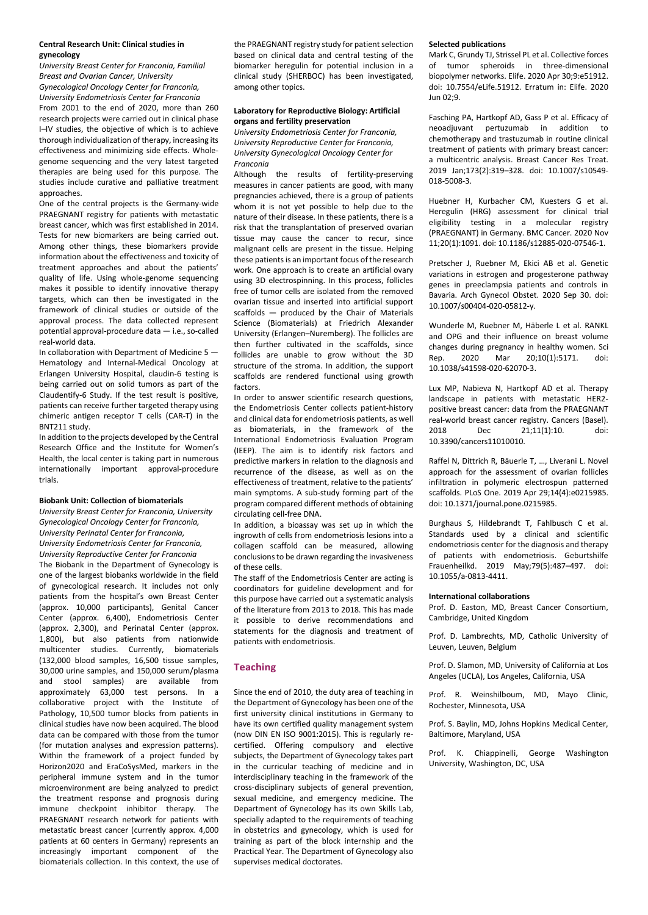### Central Research Unit: Clinical studies in gynecology

*University Breast Center for Franconia, Familial Breast and Ovarian Cancer, University Gynecological Oncology Center for Franconia, University Endometriosis Center for Franconia*

From 2001 to the end of 2020, more than 260 research projects were carried out in clinical phase I–IV studies, the objective of which is to achieve thorough individualization of therapy, increasing its effectiveness and minimizing side effects. Whole-genome sequencing and the very latest targeted therapies are being used for this purpose. The studies include curative and palliative treatment approaches.

One of the central projects is the Germany-wide PRAEGNANT registry for patients with metastatic breast cancer, which was first established in 2014. Tests for new biomarkers are being carried out. Among other things, these biomarkers provide information about the effectiveness and toxicity of treatment approaches and about the patients' quality of life. Using whole-genome sequencing makes it possible to identify innovative therapy targets, which can then be investigated in the framework of clinical studies or outside of the approval process. The data collected represent potential approval-procedure data — i.e., so-called real-world data.

In collaboration with Department of Medicine 5 — Hematology and Internal-Medical Oncology at Erlangen University Hospital, claudin-6 testing is being carried out on solid tumors as part of the Claudentify-6 Study. If the test result is positive, patients can receive further targeted therapy using chimeric antigen receptor T cells (CAR-T) in the BNT211 study.

In addition to the projects developed by the Central Research Office and the Institute for Women's Health, the local center is taking part in numerous internationally important approval-procedure trials.

### Biobank Unit: Collection of biomaterials

*University Breast Center for Franconia, University Gynecological Oncology Center for Franconia, University Perinatal Center for Franconia, University Endometriosis Center for Franconia, University Reproductive Center for Franconia*

The Biobank in the Department of Gynecology is one of the largest biobanks worldwide in the field of gynecological research. It includes not only patients from the hospital's own Breast Center (approx. 10,000 participants), Genital Cancer Center (approx. 6,400), Endometriosis Center (approx. 2,300), and Perinatal Center (approx. 1,800), but also patients from nationwide multicenter studies. Currently, biomaterials (132,000 blood samples, 16,500 tissue samples, 30,000 urine samples, and 150,000 serum/plasma and stool samples) are available from approximately 63,000 test persons. In a collaborative project with the Institute of Pathology, 10,500 tumor blocks from patients in clinical studies have now been acquired. The blood data can be compared with those from the tumor (for mutation analyses and expression patterns). Within the framework of a project funded by Horizon2020 and EraCoSysMed, markers in the peripheral immune system and in the tumor microenvironment are being analyzed to predict the treatment response and prognosis during immune checkpoint inhibitor therapy. The PRAEGNANT research network for patients with metastatic breast cancer (currently approx. 4,000 patients at 60 centers in Germany) represents an increasingly important component of the biomaterials collection. In this context, the use of the PRAEGNANT registry study for patient selection based on clinical data and central testing of the biomarker heregulin for potential inclusion in a clinical study (SHERBOC) has been investigated, among other topics.

### Laboratory for Reproductive Biology: Artificial organs and fertility preservation

*University Endometriosis Center for Franconia, University Reproductive Center for Franconia, University Gynecological Oncology Center for Franconia*

Although the results of fertility-preserving measures in cancer patients are good, with many pregnancies achieved, there is a group of patients whom it is not yet possible to help due to the nature of their disease. In these patients, there is a risk that the transplantation of preserved ovarian tissue may cause the cancer to recur, since malignant cells are present in the tissue. Helping these patients is an important focus of the research work. One approach is to create an artificial ovary using 3D electrospinning. In this process, follicles free of tumor cells are isolated from the removed ovarian tissue and inserted into artificial support scaffolds — produced by the Chair of Materials Science (Biomaterials) at Friedrich Alexander University (Erlangen–Nuremberg). The follicles are then further cultivated in the scaffolds, since follicles are unable to grow without the 3D structure of the stroma. In addition, the support scaffolds are rendered functional using growth factors.

In order to answer scientific research questions, the Endometriosis Center collects patient-history and clinical data for endometriosis patients, as well as biomaterials, in the framework of the International Endometriosis Evaluation Program (IEEP). The aim is to identify risk factors and predictive markers in relation to the diagnosis and recurrence of the disease, as well as on the effectiveness of treatment, relative to the patients' main symptoms. A sub-study forming part of the program compared different methods of obtaining circulating cell-free DNA.

In addition, a bioassay was set up in which the ingrowth of cells from endometriosis lesions into a collagen scaffold can be measured, allowing conclusions to be drawn regarding the invasiveness of these cells.

The staff of the Endometriosis Center are acting is coordinators for guideline development and for this purpose have carried out a systematic analysis of the literature from 2013 to 2018. This has made it possible to derive recommendations and statements for the diagnosis and treatment of patients with endometriosis.

## Teaching

Since the end of 2010, the duty area of teaching in the Department of Gynecology has been one of the first university clinical institutions in Germany to have its own certified quality management system (now DIN EN ISO 9001:2015). This is regularly re-certified. Offering compulsory and elective subjects, the Department of Gynecology takes part in the curricular teaching of medicine and in interdisciplinary teaching in the framework of the cross-disciplinary subjects of general prevention, sexual medicine, and emergency medicine. The Department of Gynecology has its own Skills Lab, specially adapted to the requirements of teaching in obstetrics and gynecology, which is used for training as part of the block internship and the Practical Year. The Department of Gynecology also supervises medical doctorates.

### Selected publications

Mark C, Grundy TJ, Strissel PL et al. Collective forces of tumor spheroids in three-dimensional biopolymer networks. Elife. 2020 Apr 30;9:e51912. doi: 10.7554/eLife.51912. Erratum in: Elife. 2020 Jun 02;9.

Fasching PA, Hartkopf AD, Gass P et al. Efficacy of neoadjuvant pertuzumab in addition to chemotherapy and trastuzumab in routine clinical treatment of patients with primary breast cancer: a multicentric analysis. Breast Cancer Res Treat. 2019 Jan;173(2):319–328. doi: 10.1007/s10549-018-5008-3.

Huebner H, Kurbacher CM, Kuesters G et al. Heregulin (HRG) assessment for clinical trial eligibility testing in a molecular registry (PRAEGNANT) in Germany. BMC Cancer. 2020 Nov 11;20(1):1091. doi: 10.1186/s12885-020-07546-1.

Pretscher J, Ruebner M, Ekici AB et al. Genetic variations in estrogen and progesterone pathway genes in preeclampsia patients and controls in Bavaria. Arch Gynecol Obstet. 2020 Sep 30. doi: 10.1007/s00404-020-05812-y.

Wunderle M, Ruebner M, Häberle L et al. RANKL and OPG and their influence on breast volume changes during pregnancy in healthy women. Sci Rep. 2020 Mar 20;10(1):5171. doi: 10.1038/s41598-020-62070-3.

Lux MP, Nabieva N, Hartkopf AD et al. Therapy landscape in patients with metastatic HER2-positive breast cancer: data from the PRAEGNANT real-world breast cancer registry. Cancers (Basel). 2018 Dec 21;11(1):10. doi: 10.3390/cancers11010010.

Raffel N, Dittrich R, Bäuerle T, …, Liverani L. Novel approach for the assessment of ovarian follicles infiltration in polymeric electrospun patterned scaffolds. PLoS One. 2019 Apr 29;14(4):e0215985. doi: 10.1371/journal.pone.0215985.

Burghaus S, Hildebrandt T, Fahlbusch C et al. Standards used by a clinical and scientific endometriosis center for the diagnosis and therapy of patients with endometriosis. Geburtshilfe Frauenheilkd. 2019 May;79(5):487–497. doi: 10.1055/a-0813-4411.

### International collaborations

Prof. D. Easton, MD, Breast Cancer Consortium, Cambridge, United Kingdom

Prof. D. Lambrechts, MD, Catholic University of Leuven, Leuven, Belgium

Prof. D. Slamon, MD, University of California at Los Angeles (UCLA), Los Angeles, California, USA

Prof. R. Weinshilboum, MD, Mayo Clinic, Rochester, Minnesota, USA

Prof. S. Baylin, MD, Johns Hopkins Medical Center, Baltimore, Maryland, USA

Prof. K. Chiappinelli, George Washington University, Washington, DC, USA